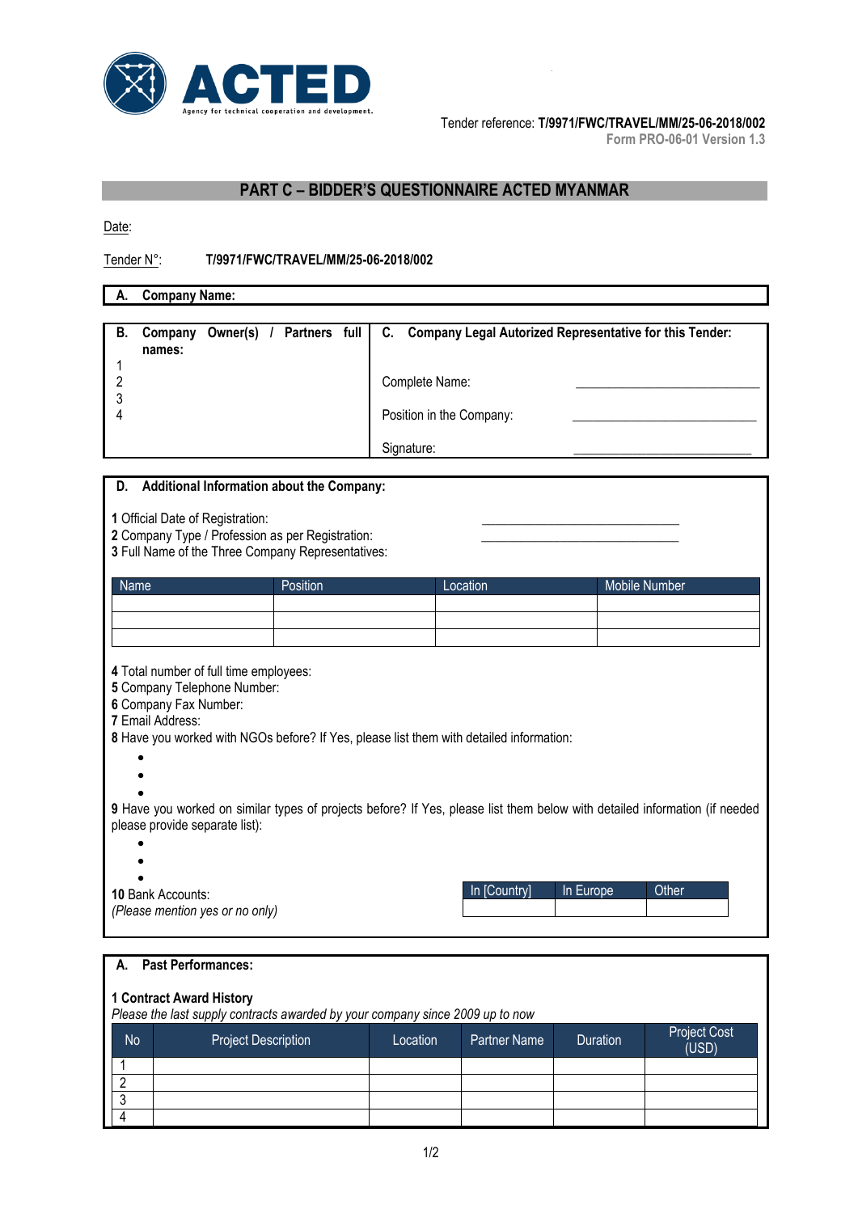ACTED
Agency for technical cooperation and development.

Tender reference: **T/9971/FWC/TRAVEL/MM/25-06-2018/002**
Form PRO-06-01 Version 1.3

## PART C – BIDDER'S QUESTIONNAIRE ACTED MYANMAR

Date:

Tender N°: **T/9971/FWC/TRAVEL/MM/25-06-2018/002**

**A. Company Name:**

| **B. Company Owner(s) / Partners full names:** | **C. Company Legal Autorized Representative for this Tender:** |
|---|---|
| 1 | |
| 2 | Complete Name: ____________________ |
| 3 | |
| 4 | Position in the Company: ____________________ |
| | Signature: ____________________ |

**D. Additional Information about the Company:**

**1** Official Date of Registration: ____________________
**2** Company Type / Profession as per Registration: ____________________
**3** Full Name of the Three Company Representatives:

| Name | Position | Location | Mobile Number |
|---|---|---|---|
| | | | |
| | | | |
| | | | |

**4** Total number of full time employees:
**5** Company Telephone Number:
**6** Company Fax Number:
**7** Email Address:
**8** Have you worked with NGOs before? If Yes, please list them with detailed information:

- 
- 
- 

**9** Have you worked on similar types of projects before? If Yes, please list them below with detailed information (if needed please provide separate list):

- 
- 
- 

**10** Bank Accounts:
*(Please mention yes or no only)*

| In [Country] | In Europe | Other |
|---|---|---|
| | | |

**A. Past Performances:**

**1 Contract Award History**
*Please the last supply contracts awarded by your company since 2009 up to now*

| No | Project Description | Location | Partner Name | Duration | Project Cost (USD) |
|---|---|---|---|---|---|
| 1 | | | | | |
| 2 | | | | | |
| 3 | | | | | |
| 4 | | | | | |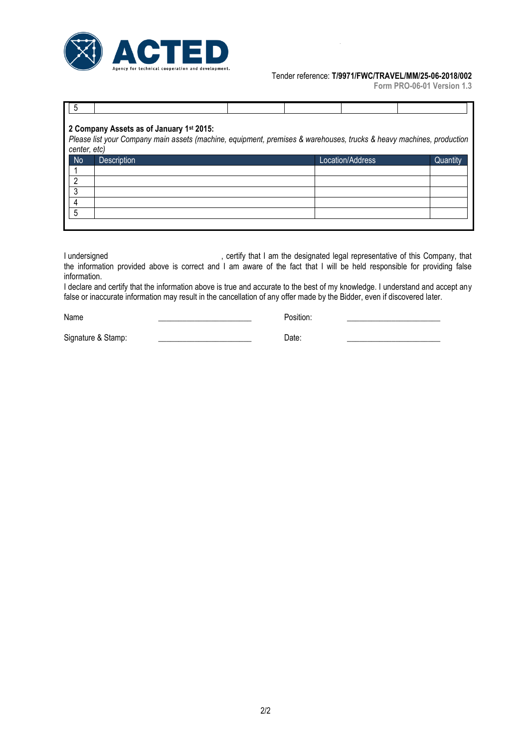Tender reference: **T/9971/FWC/TRAVEL/MM/25-06-2018/002**

**Form PRO-06-01 Version 1.3**

| | | | | | |
|---|---|---|---|---|---|
| 5 | | | | | |

**2 Company Assets as of January 1st 2015:**

*Please list your Company main assets (machine, equipment, premises & warehouses, trucks & heavy machines, production center, etc)*

| No | Description | Location/Address | Quantity |
|---|---|---|---|
| 1 | | | |
| 2 | | | |
| 3 | | | |
| 4 | | | |
| 5 | | | |

I undersigned , certify that I am the designated legal representative of this Company, that the information provided above is correct and I am aware of the fact that I will be held responsible for providing false information.

I declare and certify that the information above is true and accurate to the best of my knowledge. I understand and accept any false or inaccurate information may result in the cancellation of any offer made by the Bidder, even if discovered later.

Name ______________________ Position: ______________________

Signature & Stamp: ______________________ Date: ______________________